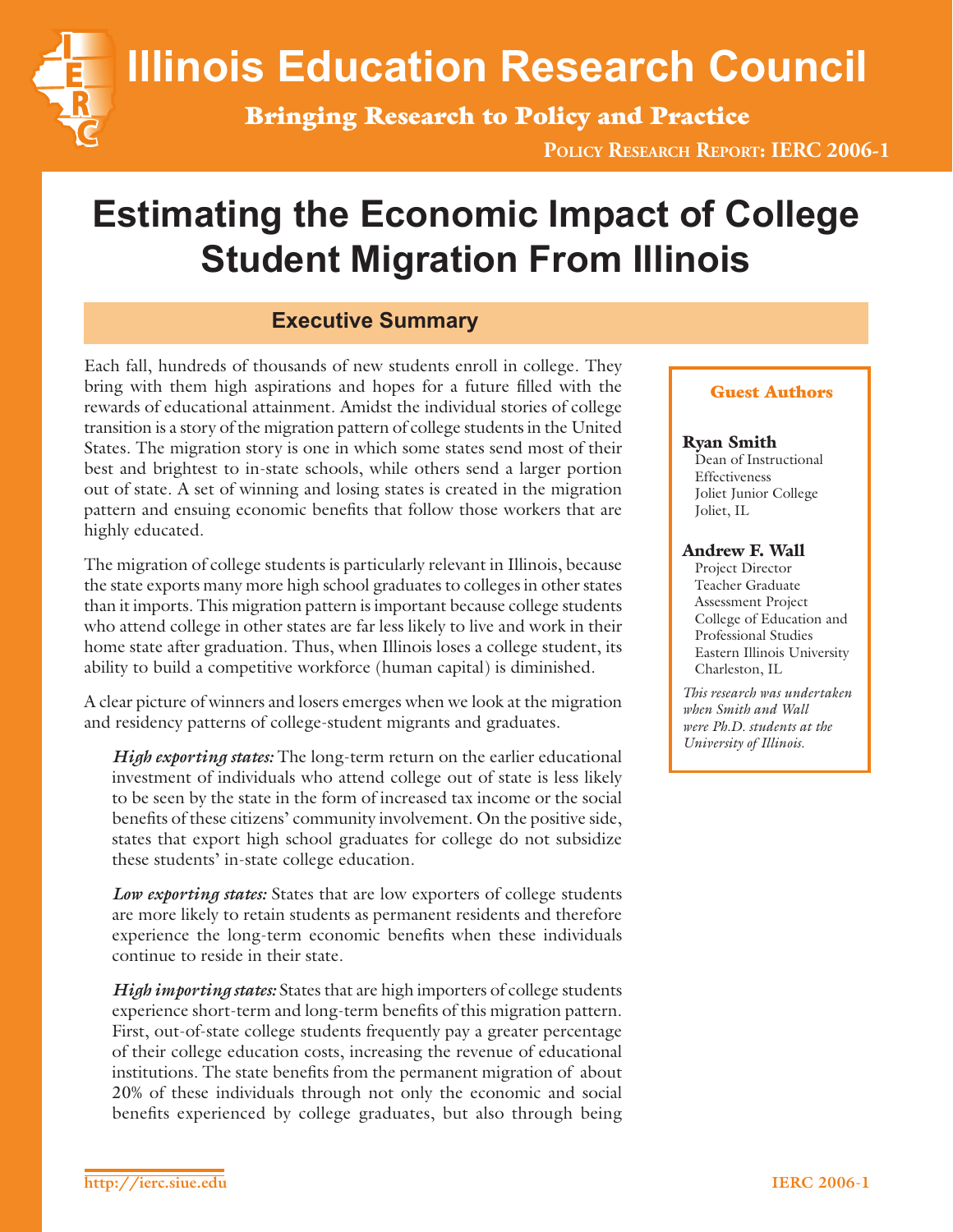# Illinois Education Research Council

**Bringing Research to Policy and Practice**

**Policy Research Report: IERC 2006-1**

# Estimating the Economic Impact of College Student Migration From Illinois

## Executive Summary

Each fall, hundreds of thousands of new students enroll in college. They bring with them high aspirations and hopes for a future filled with the rewards of educational attainment. Amidst the individual stories of college transition is a story of the migration pattern of college students in the United States. The migration story is one in which some states send most of their best and brightest to in-state schools, while others send a larger portion out of state. A set of winning and losing states is created in the migration pattern and ensuing economic benefits that follow those workers that are highly educated.

The migration of college students is particularly relevant in Illinois, because the state exports many more high school graduates to colleges in other states than it imports. This migration pattern is important because college students who attend college in other states are far less likely to live and work in their home state after graduation. Thus, when Illinois loses a college student, its ability to build a competitive workforce (human capital) is diminished.

A clear picture of winners and losers emerges when we look at the migration and residency patterns of college-student migrants and graduates.

*High exporting states:* The long-term return on the earlier educational investment of individuals who attend college out of state is less likely to be seen by the state in the form of increased tax income or the social benefits of these citizens' community involvement. On the positive side, states that export high school graduates for college do not subsidize these students' in-state college education.

*Low exporting states:* States that are low exporters of college students are more likely to retain students as permanent residents and therefore experience the long-term economic benefits when these individuals continue to reside in their state.

*High importing states:* States that are high importers of college students experience short-term and long-term benefits of this migration pattern. First, out-of-state college students frequently pay a greater percentage of their college education costs, increasing the revenue of educational institutions. The state benefits from the permanent migration of about 20% of these individuals through not only the economic and social benefits experienced by college graduates, but also through being

---

**Guest Authors**

**Ryan Smith**
Dean of Instructional Effectiveness
Joliet Junior College
Joliet, IL

**Andrew F. Wall**
Project Director
Teacher Graduate Assessment Project
College of Education and Professional Studies
Eastern Illinois University
Charleston, IL

*This research was undertaken when Smith and Wall were Ph.D. students at the University of Illinois.*

http://ierc.siue.edu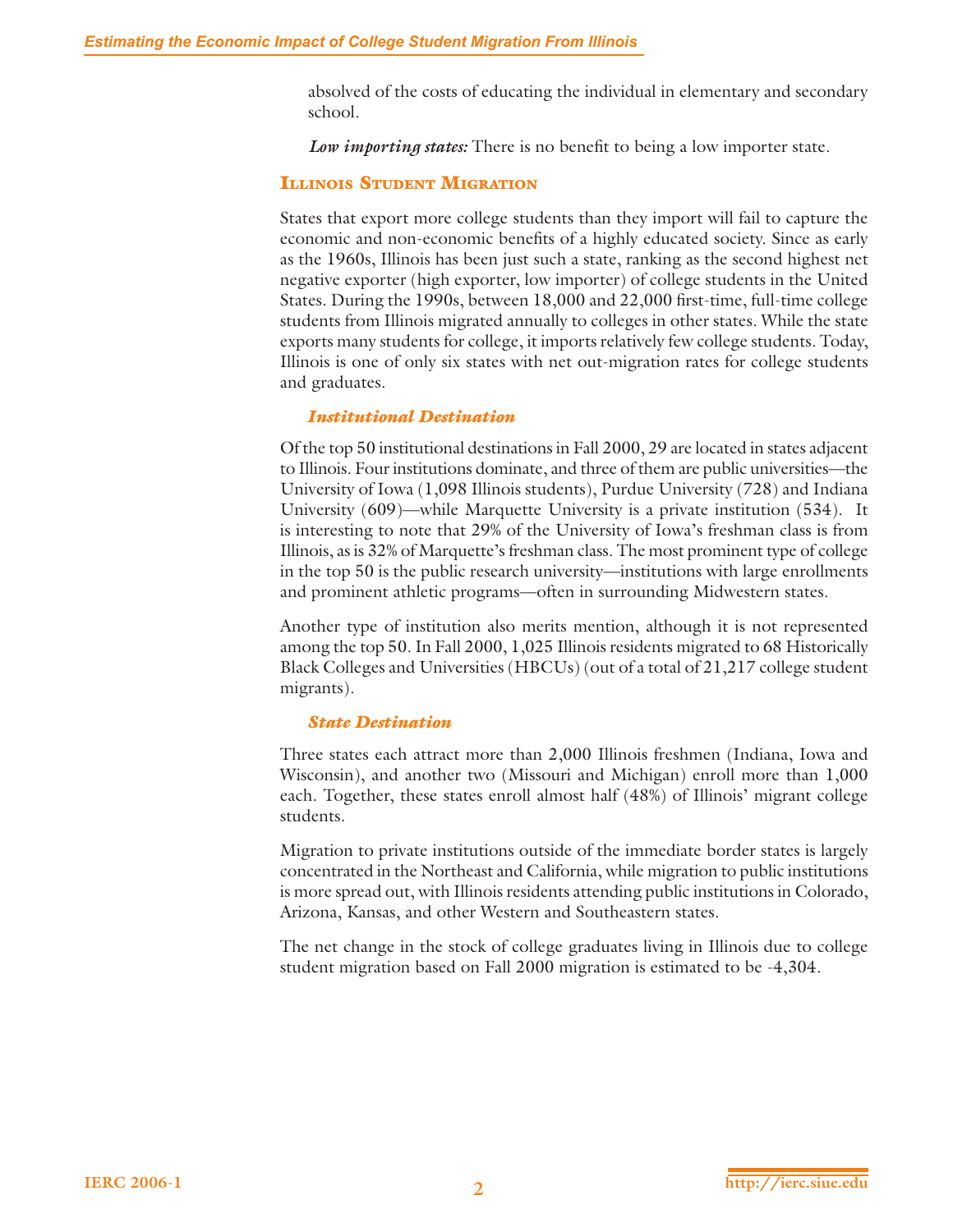absolved of the costs of educating the individual in elementary and secondary school.

*Low importing states:* There is no benefit to being a low importer state.

## Illinois Student Migration

States that export more college students than they import will fail to capture the economic and non-economic benefits of a highly educated society. Since as early as the 1960s, Illinois has been just such a state, ranking as the second highest net negative exporter (high exporter, low importer) of college students in the United States. During the 1990s, between 18,000 and 22,000 first-time, full-time college students from Illinois migrated annually to colleges in other states. While the state exports many students for college, it imports relatively few college students. Today, Illinois is one of only six states with net out-migration rates for college students and graduates.

### *Institutional Destination*

Of the top 50 institutional destinations in Fall 2000, 29 are located in states adjacent to Illinois. Four institutions dominate, and three of them are public universities—the University of Iowa (1,098 Illinois students), Purdue University (728) and Indiana University (609)—while Marquette University is a private institution (534). It is interesting to note that 29% of the University of Iowa's freshman class is from Illinois, as is 32% of Marquette's freshman class. The most prominent type of college in the top 50 is the public research university—institutions with large enrollments and prominent athletic programs—often in surrounding Midwestern states.

Another type of institution also merits mention, although it is not represented among the top 50. In Fall 2000, 1,025 Illinois residents migrated to 68 Historically Black Colleges and Universities (HBCUs) (out of a total of 21,217 college student migrants).

### *State Destination*

Three states each attract more than 2,000 Illinois freshmen (Indiana, Iowa and Wisconsin), and another two (Missouri and Michigan) enroll more than 1,000 each. Together, these states enroll almost half (48%) of Illinois' migrant college students.

Migration to private institutions outside of the immediate border states is largely concentrated in the Northeast and California, while migration to public institutions is more spread out, with Illinois residents attending public institutions in Colorado, Arizona, Kansas, and other Western and Southeastern states.

The net change in the stock of college graduates living in Illinois due to college student migration based on Fall 2000 migration is estimated to be -4,304.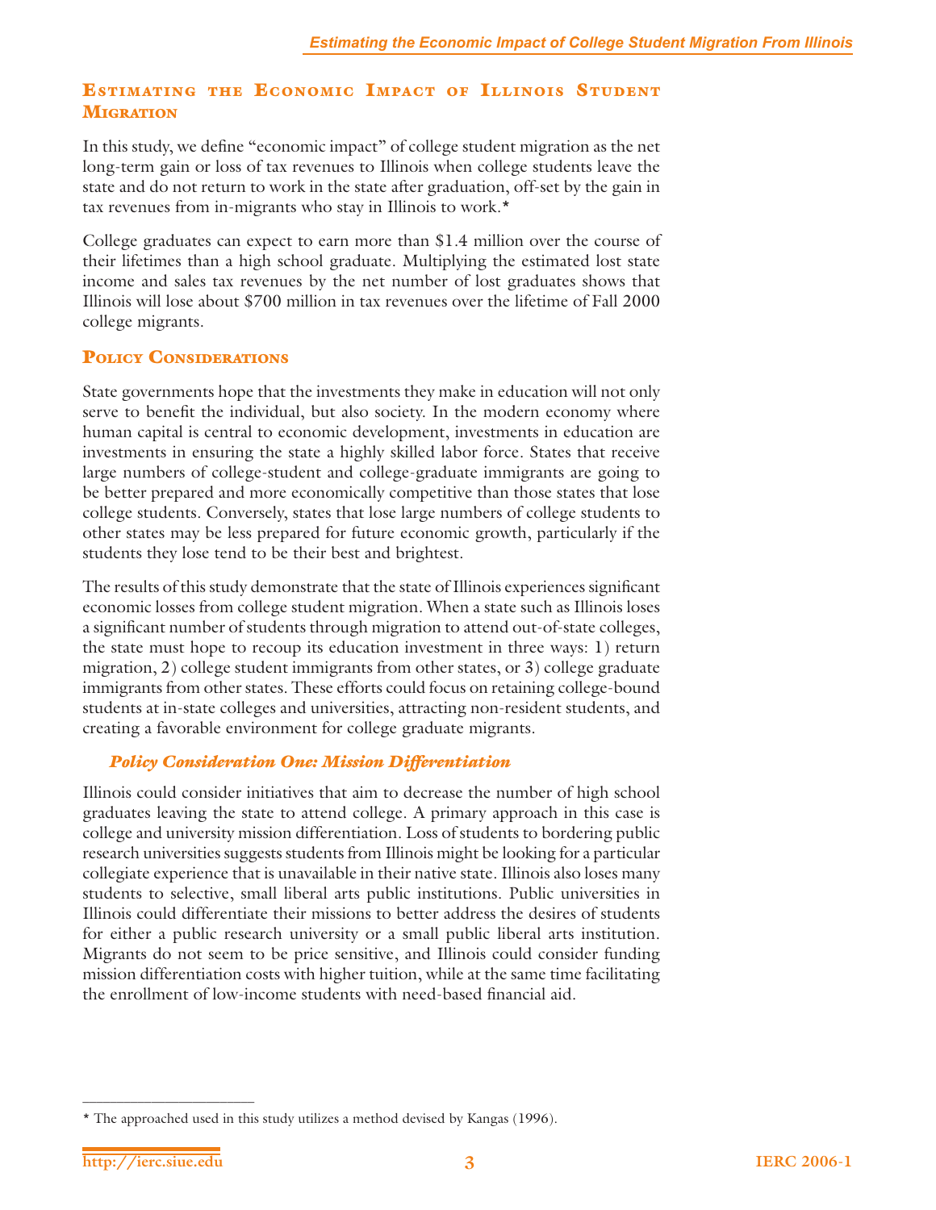## Estimating the Economic Impact of Illinois Student Migration

In this study, we define "economic impact" of college student migration as the net long-term gain or loss of tax revenues to Illinois when college students leave the state and do not return to work in the state after graduation, off-set by the gain in tax revenues from in-migrants who stay in Illinois to work.*

College graduates can expect to earn more than $1.4 million over the course of their lifetimes than a high school graduate. Multiplying the estimated lost state income and sales tax revenues by the net number of lost graduates shows that Illinois will lose about $700 million in tax revenues over the lifetime of Fall 2000 college migrants.

## Policy Considerations

State governments hope that the investments they make in education will not only serve to benefit the individual, but also society. In the modern economy where human capital is central to economic development, investments in education are investments in ensuring the state a highly skilled labor force. States that receive large numbers of college-student and college-graduate immigrants are going to be better prepared and more economically competitive than those states that lose college students. Conversely, states that lose large numbers of college students to other states may be less prepared for future economic growth, particularly if the students they lose tend to be their best and brightest.

The results of this study demonstrate that the state of Illinois experiences significant economic losses from college student migration. When a state such as Illinois loses a significant number of students through migration to attend out-of-state colleges, the state must hope to recoup its education investment in three ways: 1) return migration, 2) college student immigrants from other states, or 3) college graduate immigrants from other states. These efforts could focus on retaining college-bound students at in-state colleges and universities, attracting non-resident students, and creating a favorable environment for college graduate migrants.

### *Policy Consideration One: Mission Differentiation*

Illinois could consider initiatives that aim to decrease the number of high school graduates leaving the state to attend college. A primary approach in this case is college and university mission differentiation. Loss of students to bordering public research universities suggests students from Illinois might be looking for a particular collegiate experience that is unavailable in their native state. Illinois also loses many students to selective, small liberal arts public institutions. Public universities in Illinois could differentiate their missions to better address the desires of students for either a public research university or a small public liberal arts institution. Migrants do not seem to be price sensitive, and Illinois could consider funding mission differentiation costs with higher tuition, while at the same time facilitating the enrollment of low-income students with need-based financial aid.

---

* The approached used in this study utilizes a method devised by Kangas (1996).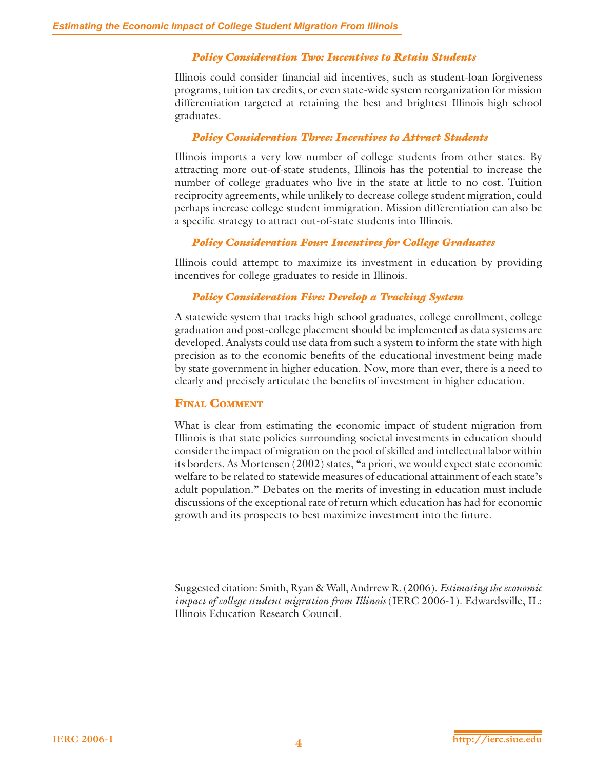### *Policy Consideration Two: Incentives to Retain Students*

Illinois could consider financial aid incentives, such as student-loan forgiveness programs, tuition tax credits, or even state-wide system reorganization for mission differentiation targeted at retaining the best and brightest Illinois high school graduates.

### *Policy Consideration Three: Incentives to Attract Students*

Illinois imports a very low number of college students from other states. By attracting more out-of-state students, Illinois has the potential to increase the number of college graduates who live in the state at little to no cost. Tuition reciprocity agreements, while unlikely to decrease college student migration, could perhaps increase college student immigration. Mission differentiation can also be a specific strategy to attract out-of-state students into Illinois.

### *Policy Consideration Four: Incentives for College Graduates*

Illinois could attempt to maximize its investment in education by providing incentives for college graduates to reside in Illinois.

### *Policy Consideration Five: Develop a Tracking System*

A statewide system that tracks high school graduates, college enrollment, college graduation and post-college placement should be implemented as data systems are developed. Analysts could use data from such a system to inform the state with high precision as to the economic benefits of the educational investment being made by state government in higher education. Now, more than ever, there is a need to clearly and precisely articulate the benefits of investment in higher education.

## Final Comment

What is clear from estimating the economic impact of student migration from Illinois is that state policies surrounding societal investments in education should consider the impact of migration on the pool of skilled and intellectual labor within its borders. As Mortensen (2002) states, "a priori, we would expect state economic welfare to be related to statewide measures of educational attainment of each state's adult population." Debates on the merits of investing in education must include discussions of the exceptional rate of return which education has had for economic growth and its prospects to best maximize investment into the future.

Suggested citation: Smith, Ryan & Wall, Andrrew R. (2006). *Estimating the economic impact of college student migration from Illinois* (IERC 2006-1). Edwardsville, IL: Illinois Education Research Council.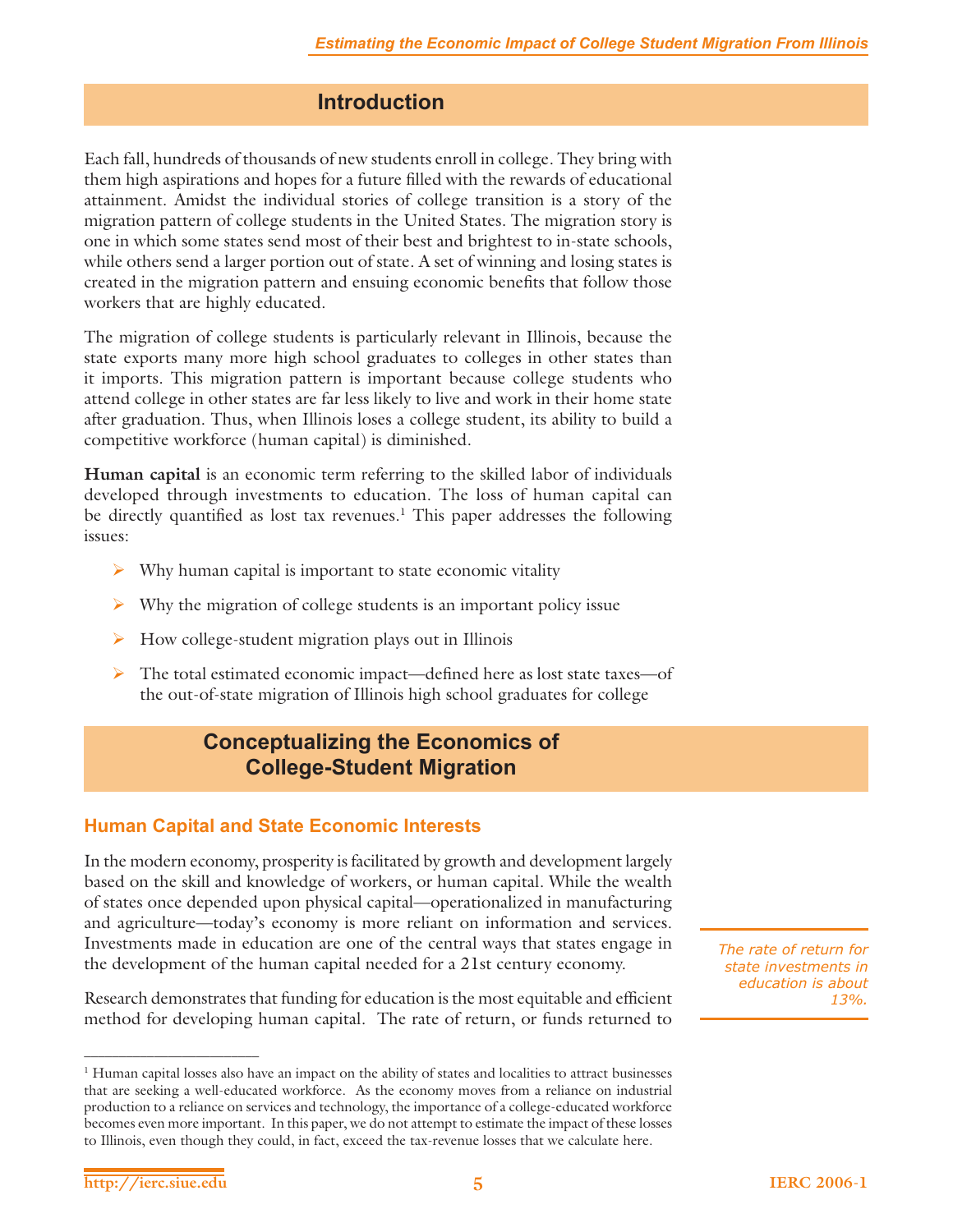## Introduction

Each fall, hundreds of thousands of new students enroll in college. They bring with them high aspirations and hopes for a future filled with the rewards of educational attainment. Amidst the individual stories of college transition is a story of the migration pattern of college students in the United States. The migration story is one in which some states send most of their best and brightest to in-state schools, while others send a larger portion out of state. A set of winning and losing states is created in the migration pattern and ensuing economic benefits that follow those workers that are highly educated.

The migration of college students is particularly relevant in Illinois, because the state exports many more high school graduates to colleges in other states than it imports. This migration pattern is important because college students who attend college in other states are far less likely to live and work in their home state after graduation. Thus, when Illinois loses a college student, its ability to build a competitive workforce (human capital) is diminished.

**Human capital** is an economic term referring to the skilled labor of individuals developed through investments to education. The loss of human capital can be directly quantified as lost tax revenues.[1] This paper addresses the following issues:

- Why human capital is important to state economic vitality
- Why the migration of college students is an important policy issue
- How college-student migration plays out in Illinois
- The total estimated economic impact—defined here as lost state taxes—of the out-of-state migration of Illinois high school graduates for college

## Conceptualizing the Economics of College-Student Migration

### Human Capital and State Economic Interests

In the modern economy, prosperity is facilitated by growth and development largely based on the skill and knowledge of workers, or human capital. While the wealth of states once depended upon physical capital—operationalized in manufacturing and agriculture—today's economy is more reliant on information and services. Investments made in education are one of the central ways that states engage in the development of the human capital needed for a 21st century economy.

*The rate of return for state investments in education is about 13%.*

Research demonstrates that funding for education is the most equitable and efficient method for developing human capital. The rate of return, or funds returned to

[1] Human capital losses also have an impact on the ability of states and localities to attract businesses that are seeking a well-educated workforce. As the economy moves from a reliance on industrial production to a reliance on services and technology, the importance of a college-educated workforce becomes even more important. In this paper, we do not attempt to estimate the impact of these losses to Illinois, even though they could, in fact, exceed the tax-revenue losses that we calculate here.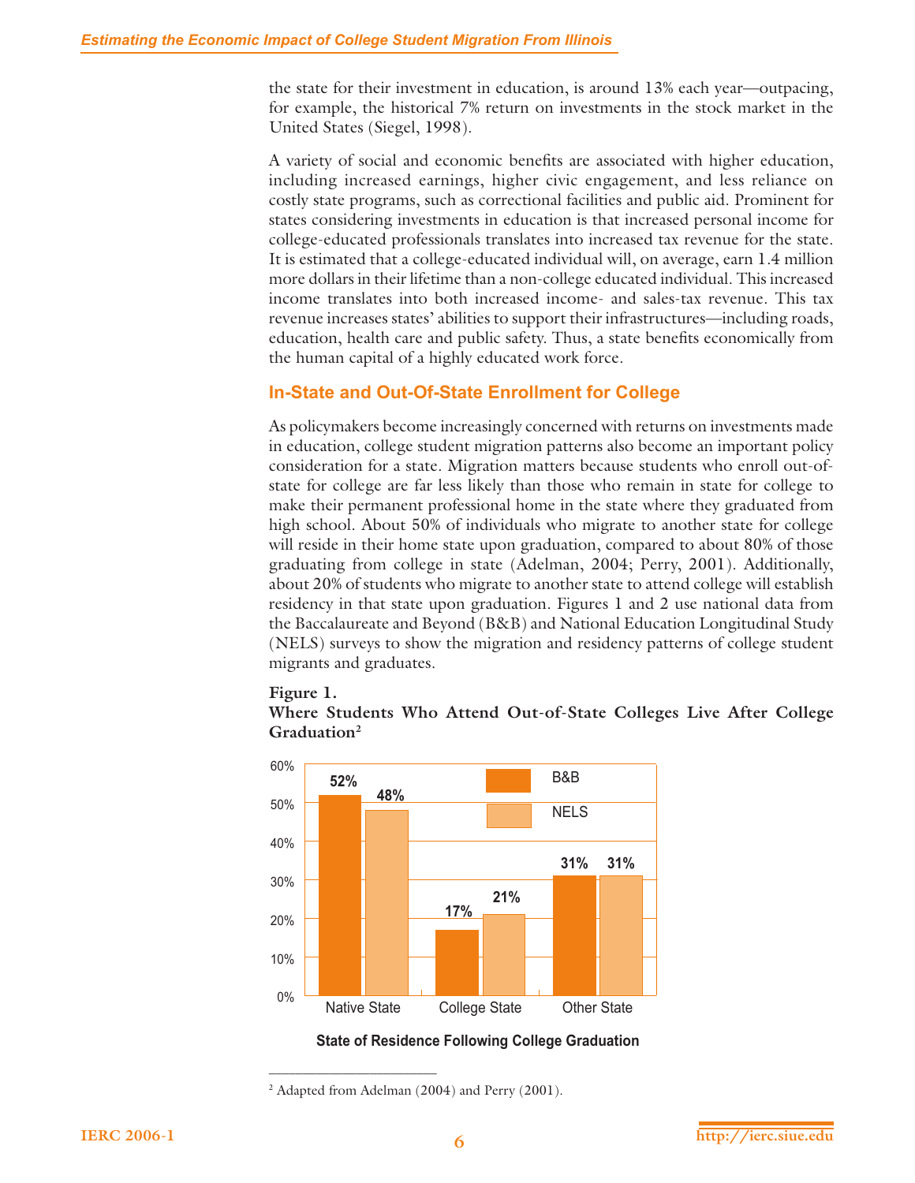the state for their investment in education, is around 13% each year—outpacing, for example, the historical 7% return on investments in the stock market in the United States (Siegel, 1998).

A variety of social and economic benefits are associated with higher education, including increased earnings, higher civic engagement, and less reliance on costly state programs, such as correctional facilities and public aid. Prominent for states considering investments in education is that increased personal income for college-educated professionals translates into increased tax revenue for the state. It is estimated that a college-educated individual will, on average, earn 1.4 million more dollars in their lifetime than a non-college educated individual. This increased income translates into both increased income- and sales-tax revenue. This tax revenue increases states' abilities to support their infrastructures—including roads, education, health care and public safety. Thus, a state benefits economically from the human capital of a highly educated work force.

## In-State and Out-Of-State Enrollment for College

As policymakers become increasingly concerned with returns on investments made in education, college student migration patterns also become an important policy consideration for a state. Migration matters because students who enroll out-of-state for college are far less likely than those who remain in state for college to make their permanent professional home in the state where they graduated from high school. About 50% of individuals who migrate to another state for college will reside in their home state upon graduation, compared to about 80% of those graduating from college in state (Adelman, 2004; Perry, 2001). Additionally, about 20% of students who migrate to another state to attend college will establish residency in that state upon graduation. Figures 1 and 2 use national data from the Baccalaureate and Beyond (B&B) and National Education Longitudinal Study (NELS) surveys to show the migration and residency patterns of college student migrants and graduates.

**Figure 1.**
**Where Students Who Attend Out-of-State Colleges Live After College Graduation[2]**

| State of Residence Following College Graduation | B&B | NELS |
|---|---|---|
| Native State | 52% | 48% |
| College State | 17% | 21% |
| Other State | 31% | 31% |

---

[2] Adapted from Adelman (2004) and Perry (2001).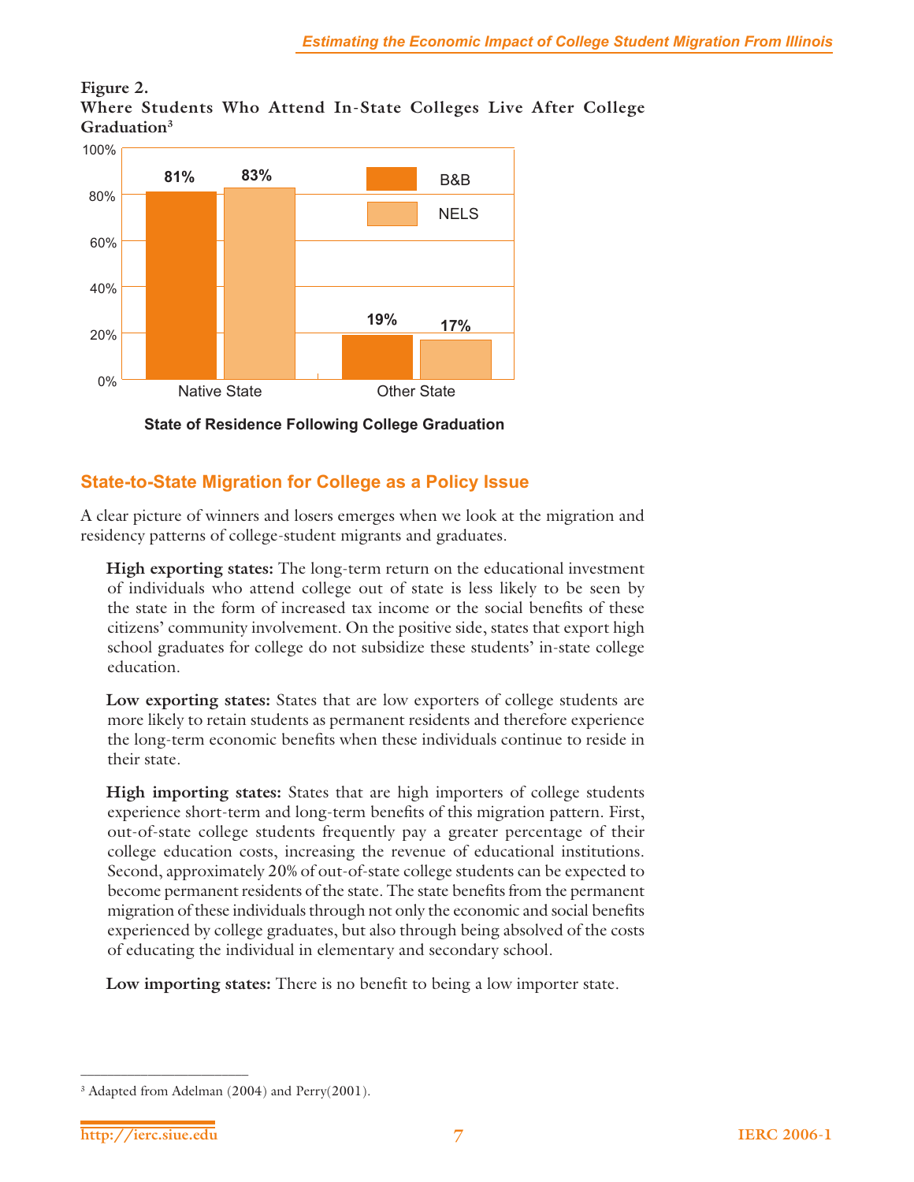**Figure 2.**
**Where Students Who Attend In-State Colleges Live After College Graduation**[3]

| State of Residence Following College Graduation | B&B | NELS |
|---|---|---|
| Native State | 81% | 83% |
| Other State | 19% | 17% |

## State-to-State Migration for College as a Policy Issue

A clear picture of winners and losers emerges when we look at the migration and residency patterns of college-student migrants and graduates.

**High exporting states:** The long-term return on the educational investment of individuals who attend college out of state is less likely to be seen by the state in the form of increased tax income or the social benefits of these citizens' community involvement. On the positive side, states that export high school graduates for college do not subsidize these students' in-state college education.

**Low exporting states:** States that are low exporters of college students are more likely to retain students as permanent residents and therefore experience the long-term economic benefits when these individuals continue to reside in their state.

**High importing states:** States that are high importers of college students experience short-term and long-term benefits of this migration pattern. First, out-of-state college students frequently pay a greater percentage of their college education costs, increasing the revenue of educational institutions. Second, approximately 20% of out-of-state college students can be expected to become permanent residents of the state. The state benefits from the permanent migration of these individuals through not only the economic and social benefits experienced by college graduates, but also through being absolved of the costs of educating the individual in elementary and secondary school.

**Low importing states:** There is no benefit to being a low importer state.

---

[3] Adapted from Adelman (2004) and Perry(2001).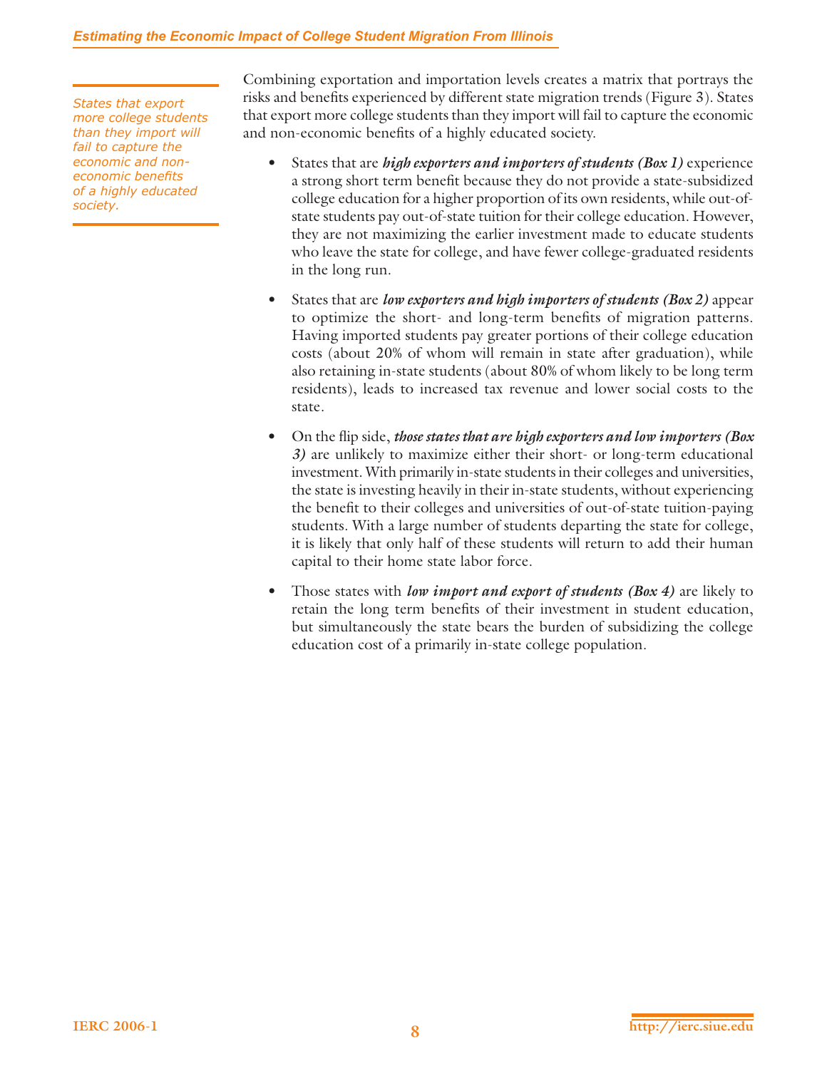*States that export more college students than they import will fail to capture the economic and non-economic benefits of a highly educated society.*

Combining exportation and importation levels creates a matrix that portrays the risks and benefits experienced by different state migration trends (Figure 3). States that export more college students than they import will fail to capture the economic and non-economic benefits of a highly educated society.

- States that are ***high exporters and importers of students (Box 1)*** experience a strong short term benefit because they do not provide a state-subsidized college education for a higher proportion of its own residents, while out-of-state students pay out-of-state tuition for their college education. However, they are not maximizing the earlier investment made to educate students who leave the state for college, and have fewer college-graduated residents in the long run.

- States that are ***low exporters and high importers of students (Box 2)*** appear to optimize the short- and long-term benefits of migration patterns. Having imported students pay greater portions of their college education costs (about 20% of whom will remain in state after graduation), while also retaining in-state students (about 80% of whom likely to be long term residents), leads to increased tax revenue and lower social costs to the state.

- On the flip side, ***those states that are high exporters and low importers (Box 3)*** are unlikely to maximize either their short- or long-term educational investment. With primarily in-state students in their colleges and universities, the state is investing heavily in their in-state students, without experiencing the benefit to their colleges and universities of out-of-state tuition-paying students. With a large number of students departing the state for college, it is likely that only half of these students will return to add their human capital to their home state labor force.

- Those states with ***low import and export of students (Box 4)*** are likely to retain the long term benefits of their investment in student education, but simultaneously the state bears the burden of subsidizing the college education cost of a primarily in-state college population.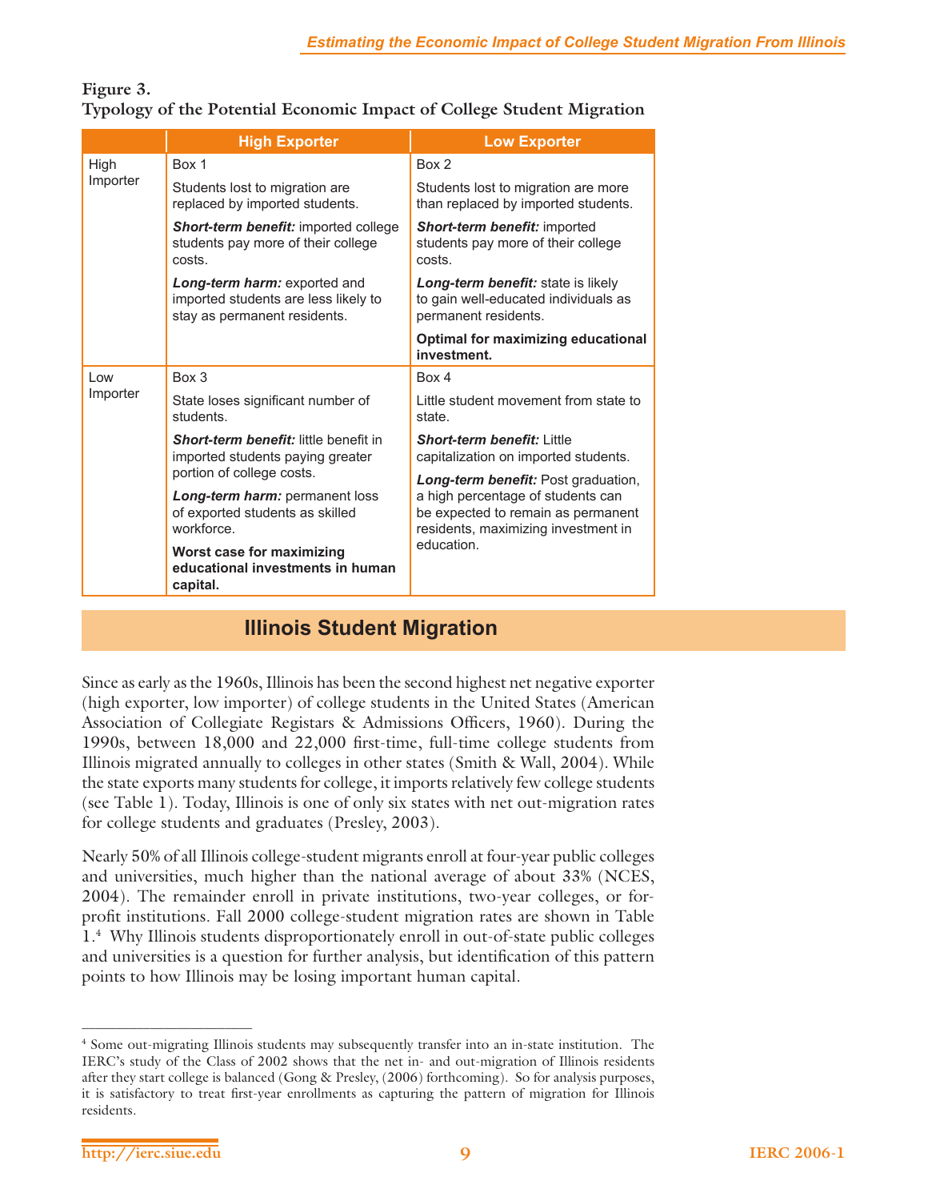**Figure 3.**
**Typology of the Potential Economic Impact of College Student Migration**

| | High Exporter | Low Exporter |
|---|---|---|
| High Importer | Box 1<br><br>Students lost to migration are replaced by imported students.<br><br>***Short-term benefit:*** imported college students pay more of their college costs.<br><br>***Long-term harm:*** exported and imported students are less likely to stay as permanent residents. | Box 2<br><br>Students lost to migration are more than replaced by imported students.<br><br>***Short-term benefit:*** imported students pay more of their college costs.<br><br>***Long-term benefit:*** state is likely to gain well-educated individuals as permanent residents.<br><br>**Optimal for maximizing educational investment.** |
| Low Importer | Box 3<br><br>State loses significant number of students.<br><br>***Short-term benefit:*** little benefit in imported students paying greater portion of college costs.<br><br>***Long-term harm:*** permanent loss of exported students as skilled workforce.<br><br>**Worst case for maximizing educational investments in human capital.** | Box 4<br><br>Little student movement from state to state.<br><br>***Short-term benefit:*** Little capitalization on imported students.<br><br>***Long-term benefit:*** Post graduation, a high percentage of students can be expected to remain as permanent residents, maximizing investment in education. |

## Illinois Student Migration

Since as early as the 1960s, Illinois has been the second highest net negative exporter (high exporter, low importer) of college students in the United States (American Association of Collegiate Registars & Admissions Officers, 1960). During the 1990s, between 18,000 and 22,000 first-time, full-time college students from Illinois migrated annually to colleges in other states (Smith & Wall, 2004). While the state exports many students for college, it imports relatively few college students (see Table 1). Today, Illinois is one of only six states with net out-migration rates for college students and graduates (Presley, 2003).

Nearly 50% of all Illinois college-student migrants enroll at four-year public colleges and universities, much higher than the national average of about 33% (NCES, 2004). The remainder enroll in private institutions, two-year colleges, or for-profit institutions. Fall 2000 college-student migration rates are shown in Table 1.[4] Why Illinois students disproportionately enroll in out-of-state public colleges and universities is a question for further analysis, but identification of this pattern points to how Illinois may be losing important human capital.

---

[4] Some out-migrating Illinois students may subsequently transfer into an in-state institution. The IERC's study of the Class of 2002 shows that the net in- and out-migration of Illinois residents after they start college is balanced (Gong & Presley, (2006) forthcoming). So for analysis purposes, it is satisfactory to treat first-year enrollments as capturing the pattern of migration for Illinois residents.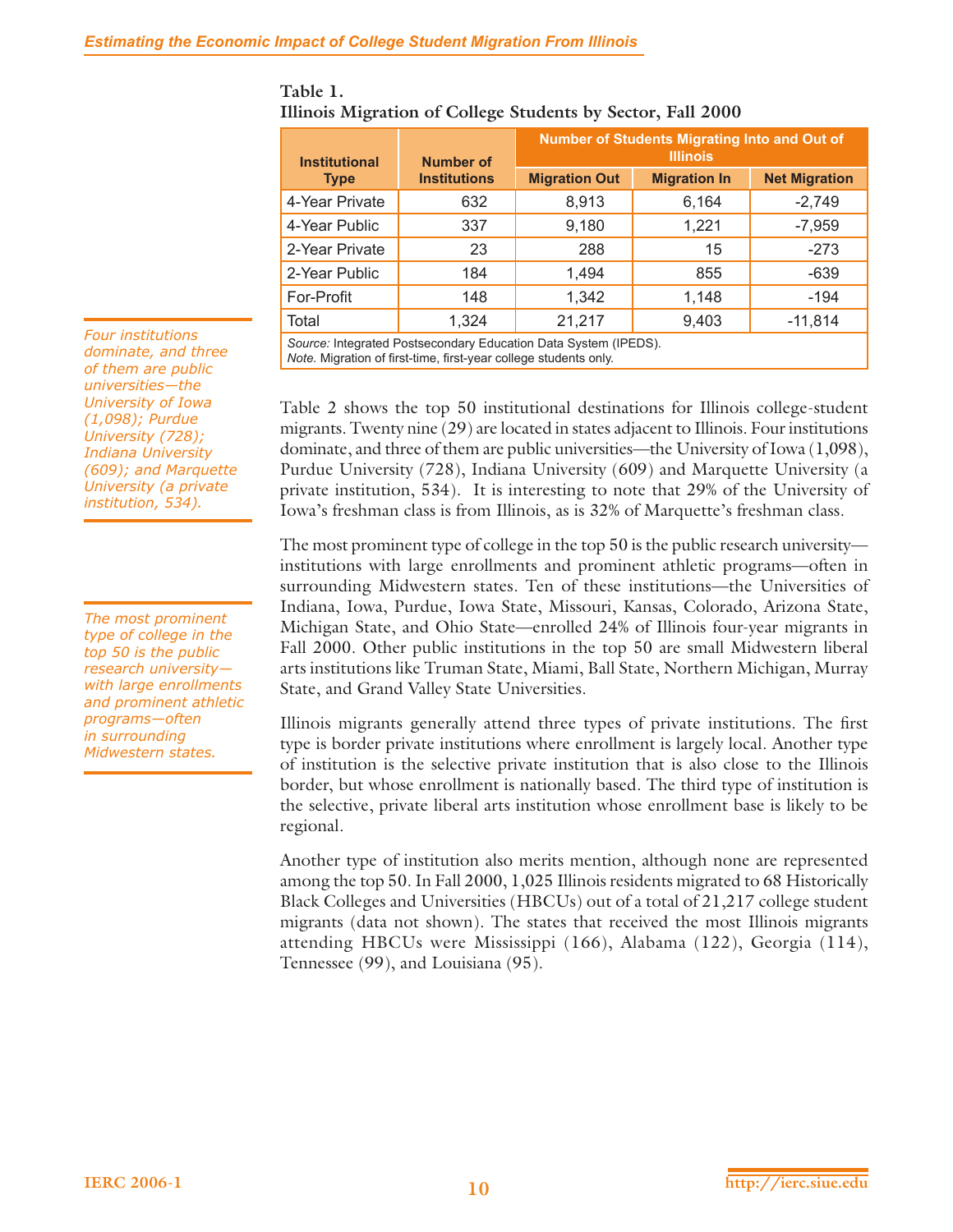**Table 1.**
**Illinois Migration of College Students by Sector, Fall 2000**

| Institutional Type | Number of Institutions | Number of Students Migrating Into and Out of Illinois | | |
|---|---|---|---|---|
| | | Migration Out | Migration In | Net Migration |
| 4-Year Private | 632 | 8,913 | 6,164 | -2,749 |
| 4-Year Public | 337 | 9,180 | 1,221 | -7,959 |
| 2-Year Private | 23 | 288 | 15 | -273 |
| 2-Year Public | 184 | 1,494 | 855 | -639 |
| For-Profit | 148 | 1,342 | 1,148 | -194 |
| Total | 1,324 | 21,217 | 9,403 | -11,814 |

*Source:* Integrated Postsecondary Education Data System (IPEDS).
*Note.* Migration of first-time, first-year college students only.

*Four institutions dominate, and three of them are public universities—the University of Iowa (1,098); Purdue University (728); Indiana University (609); and Marquette University (a private institution, 534).*

Table 2 shows the top 50 institutional destinations for Illinois college-student migrants. Twenty nine (29) are located in states adjacent to Illinois. Four institutions dominate, and three of them are public universities—the University of Iowa (1,098), Purdue University (728), Indiana University (609) and Marquette University (a private institution, 534). It is interesting to note that 29% of the University of Iowa's freshman class is from Illinois, as is 32% of Marquette's freshman class.

*The most prominent type of college in the top 50 is the public research university—with large enrollments and prominent athletic programs—often in surrounding Midwestern states.*

The most prominent type of college in the top 50 is the public research university—institutions with large enrollments and prominent athletic programs—often in surrounding Midwestern states. Ten of these institutions—the Universities of Indiana, Iowa, Purdue, Iowa State, Missouri, Kansas, Colorado, Arizona State, Michigan State, and Ohio State—enrolled 24% of Illinois four-year migrants in Fall 2000. Other public institutions in the top 50 are small Midwestern liberal arts institutions like Truman State, Miami, Ball State, Northern Michigan, Murray State, and Grand Valley State Universities.

Illinois migrants generally attend three types of private institutions. The first type is border private institutions where enrollment is largely local. Another type of institution is the selective private institution that is also close to the Illinois border, but whose enrollment is nationally based. The third type of institution is the selective, private liberal arts institution whose enrollment base is likely to be regional.

Another type of institution also merits mention, although none are represented among the top 50. In Fall 2000, 1,025 Illinois residents migrated to 68 Historically Black Colleges and Universities (HBCUs) out of a total of 21,217 college student migrants (data not shown). The states that received the most Illinois migrants attending HBCUs were Mississippi (166), Alabama (122), Georgia (114), Tennessee (99), and Louisiana (95).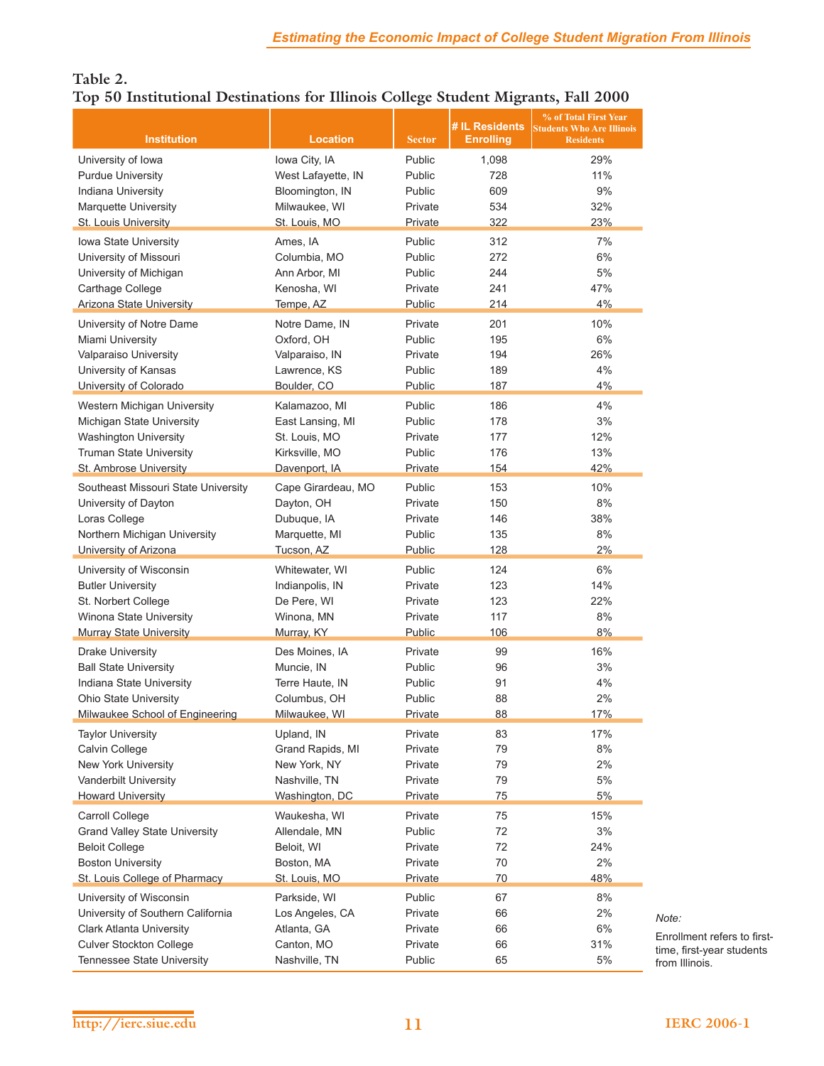**Table 2.**
**Top 50 Institutional Destinations for Illinois College Student Migrants, Fall 2000**

| Institution | Location | Sector | # IL Residents Enrolling | % of Total First Year Students Who Are Illinois Residents |
|---|---|---|---|---|
| University of Iowa | Iowa City, IA | Public | 1,098 | 29% |
| Purdue University | West Lafayette, IN | Public | 728 | 11% |
| Indiana University | Bloomington, IN | Public | 609 | 9% |
| Marquette University | Milwaukee, WI | Private | 534 | 32% |
| St. Louis University | St. Louis, MO | Private | 322 | 23% |
| Iowa State University | Ames, IA | Public | 312 | 7% |
| University of Missouri | Columbia, MO | Public | 272 | 6% |
| University of Michigan | Ann Arbor, MI | Public | 244 | 5% |
| Carthage College | Kenosha, WI | Private | 241 | 47% |
| Arizona State University | Tempe, AZ | Public | 214 | 4% |
| University of Notre Dame | Notre Dame, IN | Private | 201 | 10% |
| Miami University | Oxford, OH | Public | 195 | 6% |
| Valparaiso University | Valparaiso, IN | Private | 194 | 26% |
| University of Kansas | Lawrence, KS | Public | 189 | 4% |
| University of Colorado | Boulder, CO | Public | 187 | 4% |
| Western Michigan University | Kalamazoo, MI | Public | 186 | 4% |
| Michigan State University | East Lansing, MI | Public | 178 | 3% |
| Washington University | St. Louis, MO | Private | 177 | 12% |
| Truman State University | Kirksville, MO | Public | 176 | 13% |
| St. Ambrose University | Davenport, IA | Private | 154 | 42% |
| Southeast Missouri State University | Cape Girardeau, MO | Public | 153 | 10% |
| University of Dayton | Dayton, OH | Private | 150 | 8% |
| Loras College | Dubuque, IA | Private | 146 | 38% |
| Northern Michigan University | Marquette, MI | Public | 135 | 8% |
| University of Arizona | Tucson, AZ | Public | 128 | 2% |
| University of Wisconsin | Whitewater, WI | Public | 124 | 6% |
| Butler University | Indianapolis, IN | Private | 123 | 14% |
| St. Norbert College | De Pere, WI | Private | 123 | 22% |
| Winona State University | Winona, MN | Private | 117 | 8% |
| Murray State University | Murray, KY | Public | 106 | 8% |
| Drake University | Des Moines, IA | Private | 99 | 16% |
| Ball State University | Muncie, IN | Public | 96 | 3% |
| Indiana State University | Terre Haute, IN | Public | 91 | 4% |
| Ohio State University | Columbus, OH | Public | 88 | 2% |
| Milwaukee School of Engineering | Milwaukee, WI | Private | 88 | 17% |
| Taylor University | Upland, IN | Private | 83 | 17% |
| Calvin College | Grand Rapids, MI | Private | 79 | 8% |
| New York University | New York, NY | Private | 79 | 2% |
| Vanderbilt University | Nashville, TN | Private | 79 | 5% |
| Howard University | Washington, DC | Private | 75 | 5% |
| Carroll College | Waukesha, WI | Private | 75 | 15% |
| Grand Valley State University | Allendale, MN | Public | 72 | 3% |
| Beloit College | Beloit, WI | Private | 72 | 24% |
| Boston University | Boston, MA | Private | 70 | 2% |
| St. Louis College of Pharmacy | St. Louis, MO | Private | 70 | 48% |
| University of Wisconsin | Parkside, WI | Public | 67 | 8% |
| University of Southern California | Los Angeles, CA | Private | 66 | 2% |
| Clark Atlanta University | Atlanta, GA | Private | 66 | 6% |
| Culver Stockton College | Canton, MO | Private | 66 | 31% |
| Tennessee State University | Nashville, TN | Public | 65 | 5% |

*Note:*

Enrollment refers to first-time, first-year students from Illinois.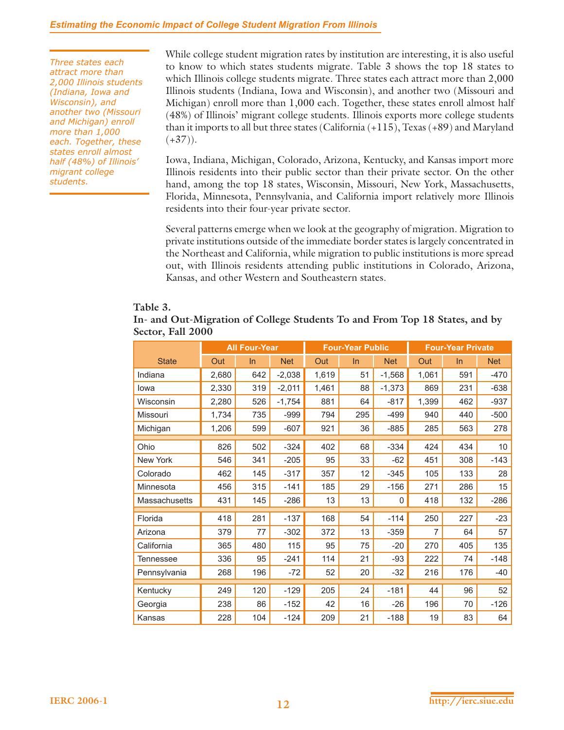*Three states each attract more than 2,000 Illinois students (Indiana, Iowa and Wisconsin), and another two (Missouri and Michigan) enroll more than 1,000 each. Together, these states enroll almost half (48%) of Illinois' migrant college students.*

While college student migration rates by institution are interesting, it is also useful to know to which states students migrate. Table 3 shows the top 18 states to which Illinois college students migrate. Three states each attract more than 2,000 Illinois students (Indiana, Iowa and Wisconsin), and another two (Missouri and Michigan) enroll more than 1,000 each. Together, these states enroll almost half (48%) of Illinois' migrant college students. Illinois exports more college students than it imports to all but three states (California (+115), Texas (+89) and Maryland (+37)).

Iowa, Indiana, Michigan, Colorado, Arizona, Kentucky, and Kansas import more Illinois residents into their public sector than their private sector. On the other hand, among the top 18 states, Wisconsin, Missouri, New York, Massachusetts, Florida, Minnesota, Pennsylvania, and California import relatively more Illinois residents into their four-year private sector.

Several patterns emerge when we look at the geography of migration. Migration to private institutions outside of the immediate border states is largely concentrated in the Northeast and California, while migration to public institutions is more spread out, with Illinois residents attending public institutions in Colorado, Arizona, Kansas, and other Western and Southeastern states.

**Table 3.**
**In- and Out-Migration of College Students To and From Top 18 States, and by Sector, Fall 2000**

| | All Four-Year | | | Four-Year Public | | | Four-Year Private | | |
|---|---|---|---|---|---|---|---|---|---|
| State | Out | In | Net | Out | In | Net | Out | In | Net |
| Indiana | 2,680 | 642 | -2,038 | 1,619 | 51 | -1,568 | 1,061 | 591 | -470 |
| Iowa | 2,330 | 319 | -2,011 | 1,461 | 88 | -1,373 | 869 | 231 | -638 |
| Wisconsin | 2,280 | 526 | -1,754 | 881 | 64 | -817 | 1,399 | 462 | -937 |
| Missouri | 1,734 | 735 | -999 | 794 | 295 | -499 | 940 | 440 | -500 |
| Michigan | 1,206 | 599 | -607 | 921 | 36 | -885 | 285 | 563 | 278 |
| Ohio | 826 | 502 | -324 | 402 | 68 | -334 | 424 | 434 | 10 |
| New York | 546 | 341 | -205 | 95 | 33 | -62 | 451 | 308 | -143 |
| Colorado | 462 | 145 | -317 | 357 | 12 | -345 | 105 | 133 | 28 |
| Minnesota | 456 | 315 | -141 | 185 | 29 | -156 | 271 | 286 | 15 |
| Massachusetts | 431 | 145 | -286 | 13 | 13 | 0 | 418 | 132 | -286 |
| Florida | 418 | 281 | -137 | 168 | 54 | -114 | 250 | 227 | -23 |
| Arizona | 379 | 77 | -302 | 372 | 13 | -359 | 7 | 64 | 57 |
| California | 365 | 480 | 115 | 95 | 75 | -20 | 270 | 405 | 135 |
| Tennessee | 336 | 95 | -241 | 114 | 21 | -93 | 222 | 74 | -148 |
| Pennsylvania | 268 | 196 | -72 | 52 | 20 | -32 | 216 | 176 | -40 |
| Kentucky | 249 | 120 | -129 | 205 | 24 | -181 | 44 | 96 | 52 |
| Georgia | 238 | 86 | -152 | 42 | 16 | -26 | 196 | 70 | -126 |
| Kansas | 228 | 104 | -124 | 209 | 21 | -188 | 19 | 83 | 64 |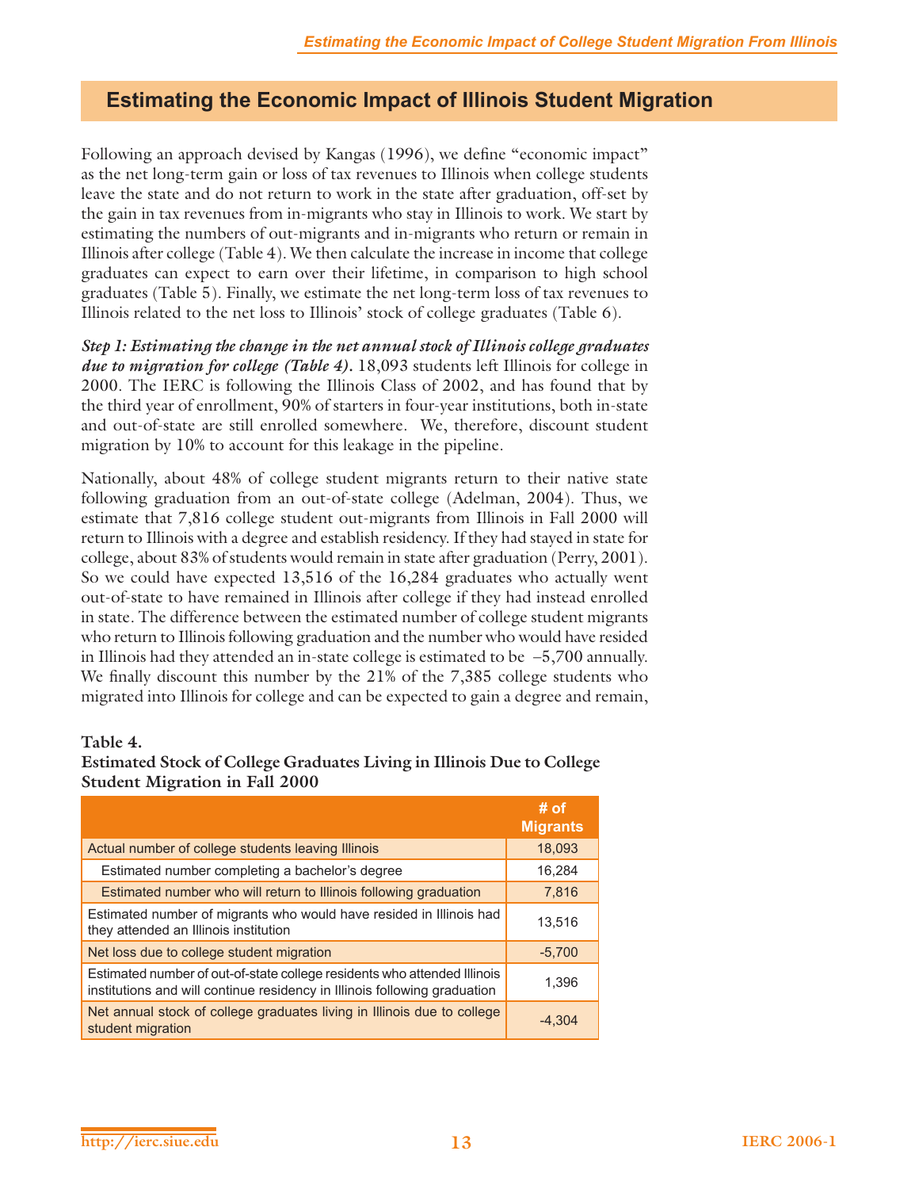## Estimating the Economic Impact of Illinois Student Migration

Following an approach devised by Kangas (1996), we define "economic impact" as the net long-term gain or loss of tax revenues to Illinois when college students leave the state and do not return to work in the state after graduation, off-set by the gain in tax revenues from in-migrants who stay in Illinois to work. We start by estimating the numbers of out-migrants and in-migrants who return or remain in Illinois after college (Table 4). We then calculate the increase in income that college graduates can expect to earn over their lifetime, in comparison to high school graduates (Table 5). Finally, we estimate the net long-term loss of tax revenues to Illinois related to the net loss to Illinois' stock of college graduates (Table 6).

***Step 1: Estimating the change in the net annual stock of Illinois college graduates due to migration for college (Table 4).*** 18,093 students left Illinois for college in 2000. The IERC is following the Illinois Class of 2002, and has found that by the third year of enrollment, 90% of starters in four-year institutions, both in-state and out-of-state are still enrolled somewhere. We, therefore, discount student migration by 10% to account for this leakage in the pipeline.

Nationally, about 48% of college student migrants return to their native state following graduation from an out-of-state college (Adelman, 2004). Thus, we estimate that 7,816 college student out-migrants from Illinois in Fall 2000 will return to Illinois with a degree and establish residency. If they had stayed in state for college, about 83% of students would remain in state after graduation (Perry, 2001). So we could have expected 13,516 of the 16,284 graduates who actually went out-of-state to have remained in Illinois after college if they had instead enrolled in state. The difference between the estimated number of college student migrants who return to Illinois following graduation and the number who would have resided in Illinois had they attended an in-state college is estimated to be –5,700 annually. We finally discount this number by the 21% of the 7,385 college students who migrated into Illinois for college and can be expected to gain a degree and remain,

**Table 4.**
**Estimated Stock of College Graduates Living in Illinois Due to College Student Migration in Fall 2000**

| | # of Migrants |
|---|---|
| Actual number of college students leaving Illinois | 18,093 |
| Estimated number completing a bachelor's degree | 16,284 |
| Estimated number who will return to Illinois following graduation | 7,816 |
| Estimated number of migrants who would have resided in Illinois had they attended an Illinois institution | 13,516 |
| Net loss due to college student migration | -5,700 |
| Estimated number of out-of-state college residents who attended Illinois institutions and will continue residency in Illinois following graduation | 1,396 |
| Net annual stock of college graduates living in Illinois due to college student migration | -4,304 |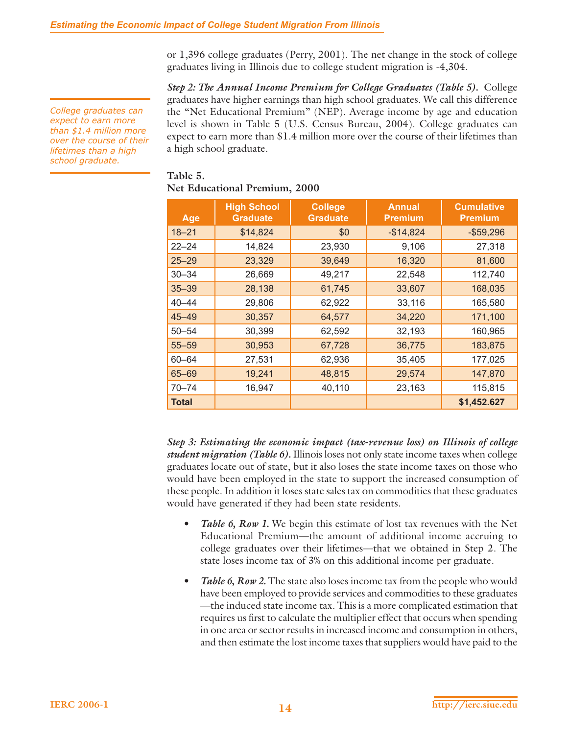or 1,396 college graduates (Perry, 2001). The net change in the stock of college graduates living in Illinois due to college student migration is -4,304.

*College graduates can expect to earn more than $1.4 million more over the course of their lifetimes than a high school graduate.*

***Step 2: The Annual Income Premium for College Graduates (Table 5).*** College graduates have higher earnings than high school graduates. We call this difference the "Net Educational Premium" (NEP). Average income by age and education level is shown in Table 5 (U.S. Census Bureau, 2004). College graduates can expect to earn more than $1.4 million more over the course of their lifetimes than a high school graduate.

**Table 5.**
**Net Educational Premium, 2000**

| Age | High School Graduate | College Graduate | Annual Premium | Cumulative Premium |
|---|---|---|---|---|
| 18–21 | $14,824 | $0 | -$14,824 | -$59,296 |
| 22–24 | 14,824 | 23,930 | 9,106 | 27,318 |
| 25–29 | 23,329 | 39,649 | 16,320 | 81,600 |
| 30–34 | 26,669 | 49,217 | 22,548 | 112,740 |
| 35–39 | 28,138 | 61,745 | 33,607 | 168,035 |
| 40–44 | 29,806 | 62,922 | 33,116 | 165,580 |
| 45–49 | 30,357 | 64,577 | 34,220 | 171,100 |
| 50–54 | 30,399 | 62,592 | 32,193 | 160,965 |
| 55–59 | 30,953 | 67,728 | 36,775 | 183,875 |
| 60–64 | 27,531 | 62,936 | 35,405 | 177,025 |
| 65–69 | 19,241 | 48,815 | 29,574 | 147,870 |
| 70–74 | 16,947 | 40,110 | 23,163 | 115,815 |
| **Total** | | | | **$1,452.627** |

***Step 3: Estimating the economic impact (tax-revenue loss) on Illinois of college student migration (Table 6).*** Illinois loses not only state income taxes when college graduates locate out of state, but it also loses the state income taxes on those who would have been employed in the state to support the increased consumption of these people. In addition it loses state sales tax on commodities that these graduates would have generated if they had been state residents.

- ***Table 6, Row 1.*** We begin this estimate of lost tax revenues with the Net Educational Premium—the amount of additional income accruing to college graduates over their lifetimes—that we obtained in Step 2. The state loses income tax of 3% on this additional income per graduate.
- ***Table 6, Row 2.*** The state also loses income tax from the people who would have been employed to provide services and commodities to these graduates—the induced state income tax. This is a more complicated estimation that requires us first to calculate the multiplier effect that occurs when spending in one area or sector results in increased income and consumption in others, and then estimate the lost income taxes that suppliers would have paid to the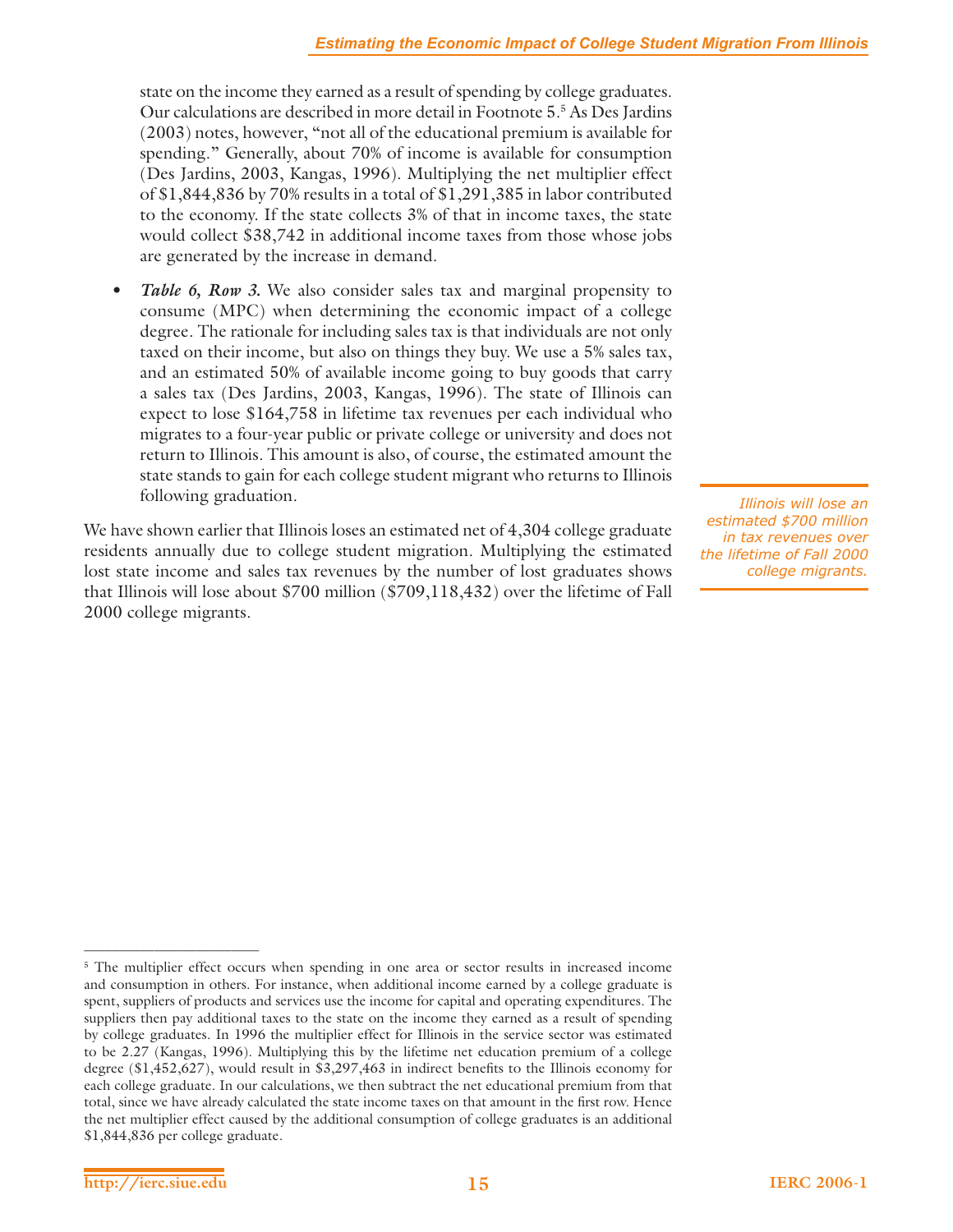state on the income they earned as a result of spending by college graduates. Our calculations are described in more detail in Footnote 5.[5] As Des Jardins (2003) notes, however, "not all of the educational premium is available for spending." Generally, about 70% of income is available for consumption (Des Jardins, 2003, Kangas, 1996). Multiplying the net multiplier effect of $1,844,836 by 70% results in a total of $1,291,385 in labor contributed to the economy. If the state collects 3% of that in income taxes, the state would collect $38,742 in additional income taxes from those whose jobs are generated by the increase in demand.

- ***Table 6, Row 3.*** We also consider sales tax and marginal propensity to consume (MPC) when determining the economic impact of a college degree. The rationale for including sales tax is that individuals are not only taxed on their income, but also on things they buy. We use a 5% sales tax, and an estimated 50% of available income going to buy goods that carry a sales tax (Des Jardins, 2003, Kangas, 1996). The state of Illinois can expect to lose $164,758 in lifetime tax revenues per each individual who migrates to a four-year public or private college or university and does not return to Illinois. This amount is also, of course, the estimated amount the state stands to gain for each college student migrant who returns to Illinois following graduation.

We have shown earlier that Illinois loses an estimated net of 4,304 college graduate residents annually due to college student migration. Multiplying the estimated lost state income and sales tax revenues by the number of lost graduates shows that Illinois will lose about $700 million ($709,118,432) over the lifetime of Fall 2000 college migrants.

*Illinois will lose an estimated $700 million in tax revenues over the lifetime of Fall 2000 college migrants.*

---

[5] The multiplier effect occurs when spending in one area or sector results in increased income and consumption in others. For instance, when additional income earned by a college graduate is spent, suppliers of products and services use the income for capital and operating expenditures. The suppliers then pay additional taxes to the state on the income they earned as a result of spending by college graduates. In 1996 the multiplier effect for Illinois in the service sector was estimated to be 2.27 (Kangas, 1996). Multiplying this by the lifetime net education premium of a college degree ($1,452,627), would result in $3,297,463 in indirect benefits to the Illinois economy for each college graduate. In our calculations, we then subtract the net educational premium from that total, since we have already calculated the state income taxes on that amount in the first row. Hence the net multiplier effect caused by the additional consumption of college graduates is an additional $1,844,836 per college graduate.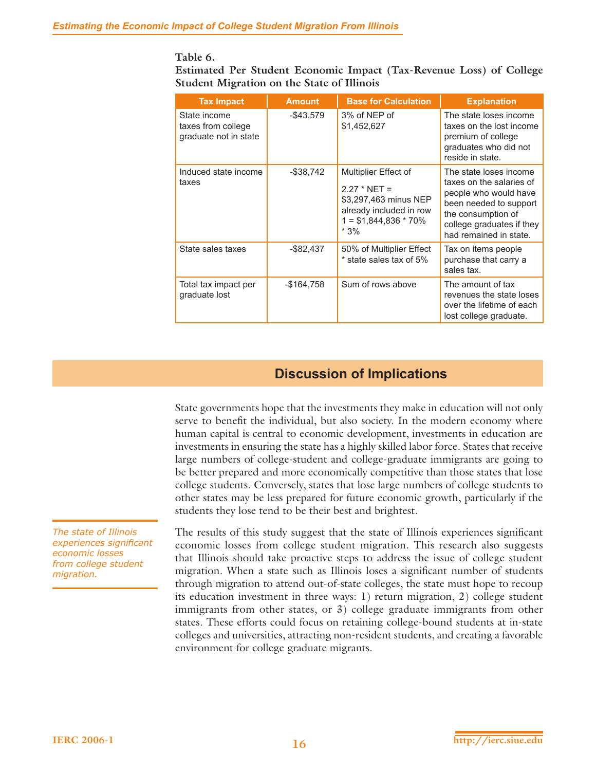**Table 6.**
**Estimated Per Student Economic Impact (Tax-Revenue Loss) of College Student Migration on the State of Illinois**

| Tax Impact | Amount | Base for Calculation | Explanation |
|---|---|---|---|
| State income taxes from college graduate not in state | -\$43,579 | 3% of NEP of \$1,452,627 | The state loses income taxes on the lost income premium of college graduates who did not reside in state. |
| Induced state income taxes | -\$38,742 | Multiplier Effect of 2.27 * NET = \$3,297,463 minus NEP already included in row 1 = \$1,844,836 * 70% * 3% | The state loses income taxes on the salaries of people who would have been needed to support the consumption of college graduates if they had remained in state. |
| State sales taxes | -\$82,437 | 50% of Multiplier Effect * state sales tax of 5% | Tax on items people purchase that carry a sales tax. |
| Total tax impact per graduate lost | -\$164,758 | Sum of rows above | The amount of tax revenues the state loses over the lifetime of each lost college graduate. |

## Discussion of Implications

State governments hope that the investments they make in education will not only serve to benefit the individual, but also society. In the modern economy where human capital is central to economic development, investments in education are investments in ensuring the state has a highly skilled labor force. States that receive large numbers of college-student and college-graduate immigrants are going to be better prepared and more economically competitive than those states that lose college students. Conversely, states that lose large numbers of college students to other states may be less prepared for future economic growth, particularly if the students they lose tend to be their best and brightest.

*The state of Illinois experiences significant economic losses from college student migration.*

The results of this study suggest that the state of Illinois experiences significant economic losses from college student migration. This research also suggests that Illinois should take proactive steps to address the issue of college student migration. When a state such as Illinois loses a significant number of students through migration to attend out-of-state colleges, the state must hope to recoup its education investment in three ways: 1) return migration, 2) college student immigrants from other states, or 3) college graduate immigrants from other states. These efforts could focus on retaining college-bound students at in-state colleges and universities, attracting non-resident students, and creating a favorable environment for college graduate migrants.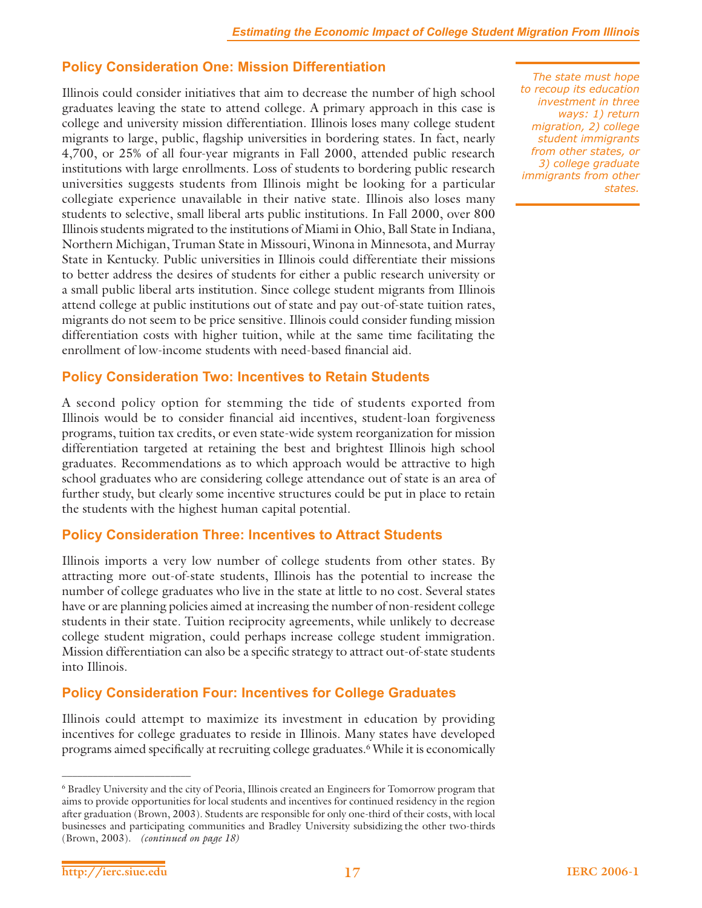## Policy Consideration One: Mission Differentiation

Illinois could consider initiatives that aim to decrease the number of high school graduates leaving the state to attend college. A primary approach in this case is college and university mission differentiation. Illinois loses many college student migrants to large, public, flagship universities in bordering states. In fact, nearly 4,700, or 25% of all four-year migrants in Fall 2000, attended public research institutions with large enrollments. Loss of students to bordering public research universities suggests students from Illinois might be looking for a particular collegiate experience unavailable in their native state. Illinois also loses many students to selective, small liberal arts public institutions. In Fall 2000, over 800 Illinois students migrated to the institutions of Miami in Ohio, Ball State in Indiana, Northern Michigan, Truman State in Missouri, Winona in Minnesota, and Murray State in Kentucky. Public universities in Illinois could differentiate their missions to better address the desires of students for either a public research university or a small public liberal arts institution. Since college student migrants from Illinois attend college at public institutions out of state and pay out-of-state tuition rates, migrants do not seem to be price sensitive. Illinois could consider funding mission differentiation costs with higher tuition, while at the same time facilitating the enrollment of low-income students with need-based financial aid.

*The state must hope to recoup its education investment in three ways: 1) return migration, 2) college student immigrants from other states, or 3) college graduate immigrants from other states.*

## Policy Consideration Two: Incentives to Retain Students

A second policy option for stemming the tide of students exported from Illinois would be to consider financial aid incentives, student-loan forgiveness programs, tuition tax credits, or even state-wide system reorganization for mission differentiation targeted at retaining the best and brightest Illinois high school graduates. Recommendations as to which approach would be attractive to high school graduates who are considering college attendance out of state is an area of further study, but clearly some incentive structures could be put in place to retain the students with the highest human capital potential.

## Policy Consideration Three: Incentives to Attract Students

Illinois imports a very low number of college students from other states. By attracting more out-of-state students, Illinois has the potential to increase the number of college graduates who live in the state at little to no cost. Several states have or are planning policies aimed at increasing the number of non-resident college students in their state. Tuition reciprocity agreements, while unlikely to decrease college student migration, could perhaps increase college student immigration. Mission differentiation can also be a specific strategy to attract out-of-state students into Illinois.

## Policy Consideration Four: Incentives for College Graduates

Illinois could attempt to maximize its investment in education by providing incentives for college graduates to reside in Illinois. Many states have developed programs aimed specifically at recruiting college graduates.[6] While it is economically

---

[6] Bradley University and the city of Peoria, Illinois created an Engineers for Tomorrow program that aims to provide opportunities for local students and incentives for continued residency in the region after graduation (Brown, 2003). Students are responsible for only one-third of their costs, with local businesses and participating communities and Bradley University subsidizing the other two-thirds (Brown, 2003). *(continued on page 18)*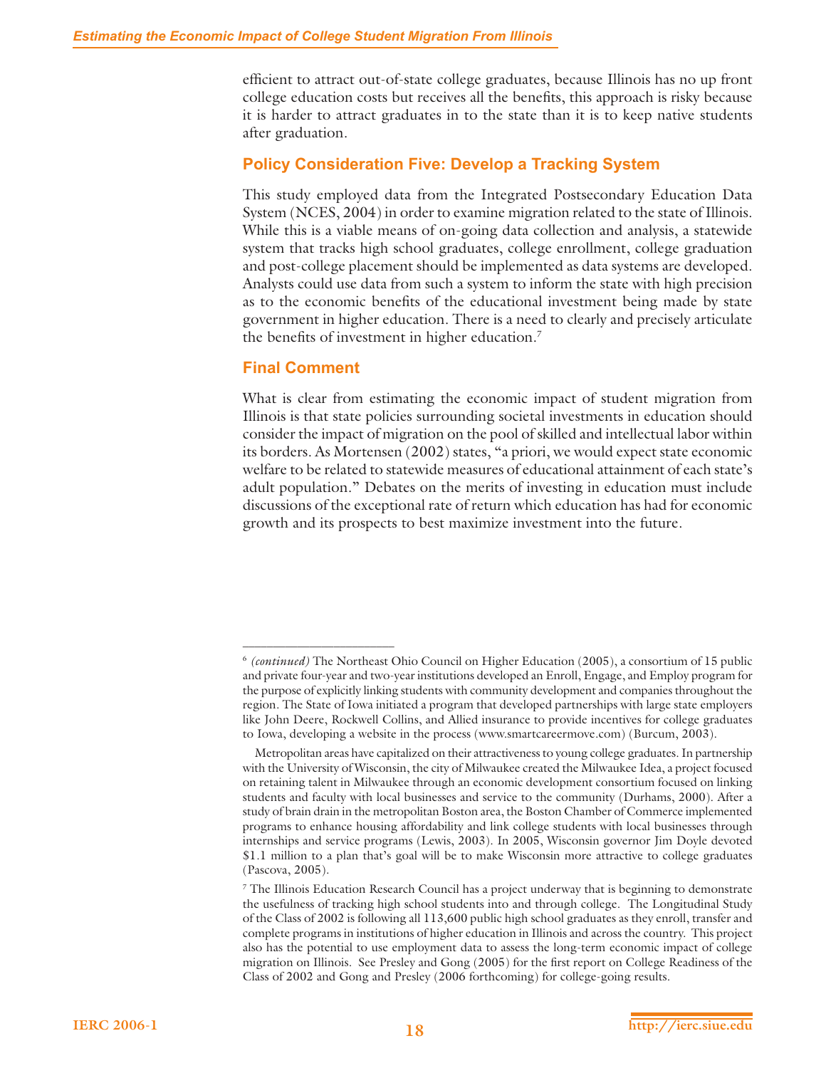efficient to attract out-of-state college graduates, because Illinois has no up front college education costs but receives all the benefits, this approach is risky because it is harder to attract graduates in to the state than it is to keep native students after graduation.

### Policy Consideration Five: Develop a Tracking System

This study employed data from the Integrated Postsecondary Education Data System (NCES, 2004) in order to examine migration related to the state of Illinois. While this is a viable means of on-going data collection and analysis, a statewide system that tracks high school graduates, college enrollment, college graduation and post-college placement should be implemented as data systems are developed. Analysts could use data from such a system to inform the state with high precision as to the economic benefits of the educational investment being made by state government in higher education. There is a need to clearly and precisely articulate the benefits of investment in higher education.[7]

### Final Comment

What is clear from estimating the economic impact of student migration from Illinois is that state policies surrounding societal investments in education should consider the impact of migration on the pool of skilled and intellectual labor within its borders. As Mortensen (2002) states, "a priori, we would expect state economic welfare to be related to statewide measures of educational attainment of each state's adult population." Debates on the merits of investing in education must include discussions of the exceptional rate of return which education has had for economic growth and its prospects to best maximize investment into the future.

---

[6] *(continued)* The Northeast Ohio Council on Higher Education (2005), a consortium of 15 public and private four-year and two-year institutions developed an Enroll, Engage, and Employ program for the purpose of explicitly linking students with community development and companies throughout the region. The State of Iowa initiated a program that developed partnerships with large state employers like John Deere, Rockwell Collins, and Allied insurance to provide incentives for college graduates to Iowa, developing a website in the process (www.smartcareermove.com) (Burcum, 2003).

Metropolitan areas have capitalized on their attractiveness to young college graduates. In partnership with the University of Wisconsin, the city of Milwaukee created the Milwaukee Idea, a project focused on retaining talent in Milwaukee through an economic development consortium focused on linking students and faculty with local businesses and service to the community (Durhams, 2000). After a study of brain drain in the metropolitan Boston area, the Boston Chamber of Commerce implemented programs to enhance housing affordability and link college students with local businesses through internships and service programs (Lewis, 2003). In 2005, Wisconsin governor Jim Doyle devoted $1.1 million to a plan that's goal will be to make Wisconsin more attractive to college graduates (Pascova, 2005).

[7] The Illinois Education Research Council has a project underway that is beginning to demonstrate the usefulness of tracking high school students into and through college. The Longitudinal Study of the Class of 2002 is following all 113,600 public high school graduates as they enroll, transfer and complete programs in institutions of higher education in Illinois and across the country. This project also has the potential to use employment data to assess the long-term economic impact of college migration on Illinois. See Presley and Gong (2005) for the first report on College Readiness of the Class of 2002 and Gong and Presley (2006 forthcoming) for college-going results.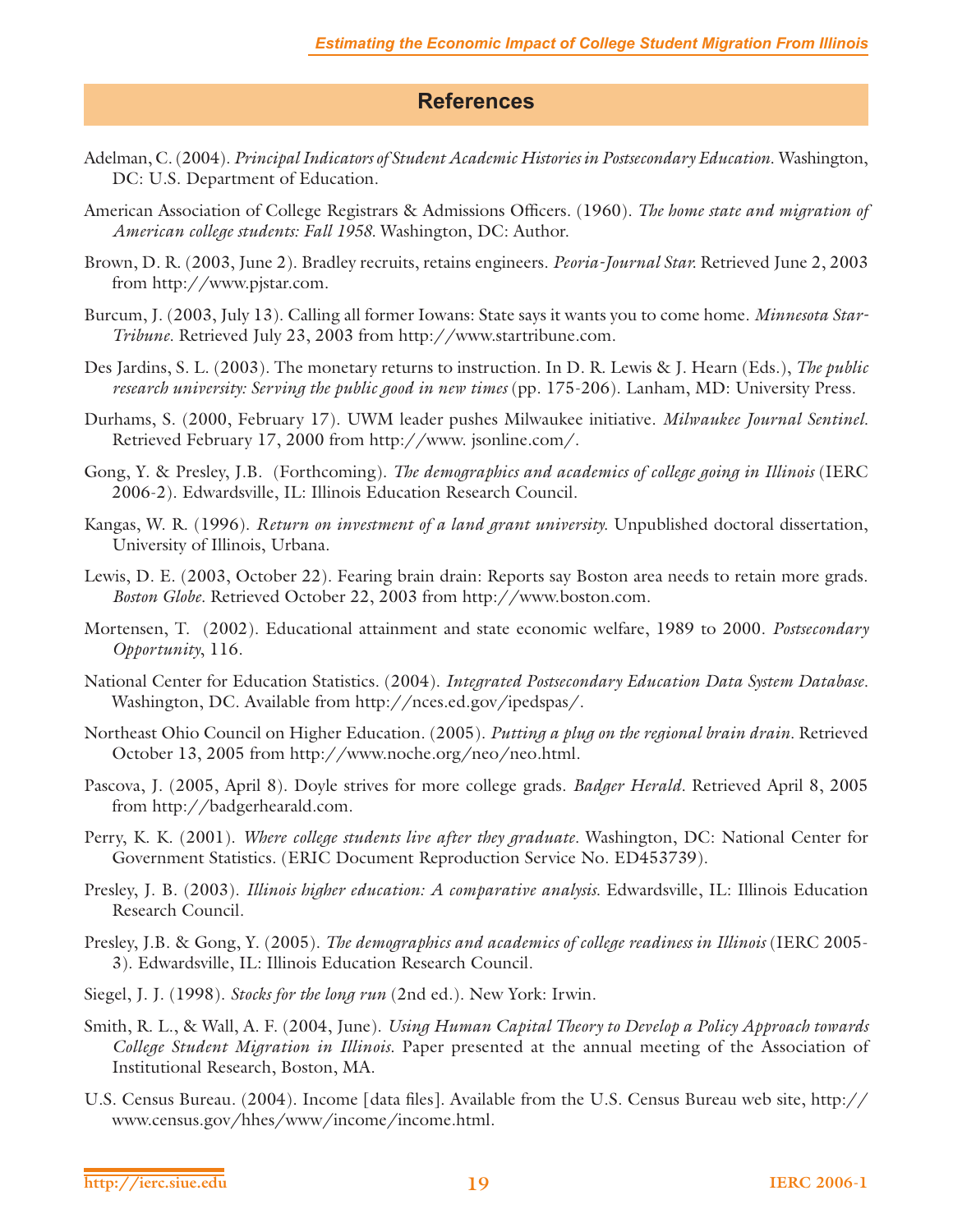## References

Adelman, C. (2004). *Principal Indicators of Student Academic Histories in Postsecondary Education*. Washington, DC: U.S. Department of Education.

American Association of College Registrars & Admissions Officers. (1960). *The home state and migration of American college students: Fall 1958*. Washington, DC: Author.

Brown, D. R. (2003, June 2). Bradley recruits, retains engineers. *Peoria-Journal Star.* Retrieved June 2, 2003 from http://www.pjstar.com.

Burcum, J. (2003, July 13). Calling all former Iowans: State says it wants you to come home. *Minnesota Star-Tribune*. Retrieved July 23, 2003 from http://www.startribune.com.

Des Jardins, S. L. (2003). The monetary returns to instruction. In D. R. Lewis & J. Hearn (Eds.), *The public research university: Serving the public good in new times* (pp. 175-206). Lanham, MD: University Press.

Durhams, S. (2000, February 17). UWM leader pushes Milwaukee initiative. *Milwaukee Journal Sentinel*. Retrieved February 17, 2000 from http://www. jsonline.com/.

Gong, Y. & Presley, J.B. (Forthcoming). *The demographics and academics of college going in Illinois* (IERC 2006-2). Edwardsville, IL: Illinois Education Research Council.

Kangas, W. R. (1996). *Return on investment of a land grant university.* Unpublished doctoral dissertation, University of Illinois, Urbana.

Lewis, D. E. (2003, October 22). Fearing brain drain: Reports say Boston area needs to retain more grads. *Boston Globe*. Retrieved October 22, 2003 from http://www.boston.com.

Mortensen, T. (2002). Educational attainment and state economic welfare, 1989 to 2000. *Postsecondary Opportunity*, 116.

National Center for Education Statistics. (2004). *Integrated Postsecondary Education Data System Database*. Washington, DC. Available from http://nces.ed.gov/ipedspas/.

Northeast Ohio Council on Higher Education. (2005). *Putting a plug on the regional brain drain*. Retrieved October 13, 2005 from http://www.noche.org/neo/neo.html.

Pascova, J. (2005, April 8). Doyle strives for more college grads. *Badger Herald*. Retrieved April 8, 2005 from http://badgerhearald.com.

Perry, K. K. (2001). *Where college students live after they graduate*. Washington, DC: National Center for Government Statistics. (ERIC Document Reproduction Service No. ED453739).

Presley, J. B. (2003). *Illinois higher education: A comparative analysis.* Edwardsville, IL: Illinois Education Research Council.

Presley, J.B. & Gong, Y. (2005). *The demographics and academics of college readiness in Illinois* (IERC 2005-3). Edwardsville, IL: Illinois Education Research Council.

Siegel, J. J. (1998). *Stocks for the long run* (2nd ed.). New York: Irwin.

Smith, R. L., & Wall, A. F. (2004, June). *Using Human Capital Theory to Develop a Policy Approach towards College Student Migration in Illinois.* Paper presented at the annual meeting of the Association of Institutional Research, Boston, MA.

U.S. Census Bureau. (2004). Income [data files]. Available from the U.S. Census Bureau web site, http://www.census.gov/hhes/www/income/income.html.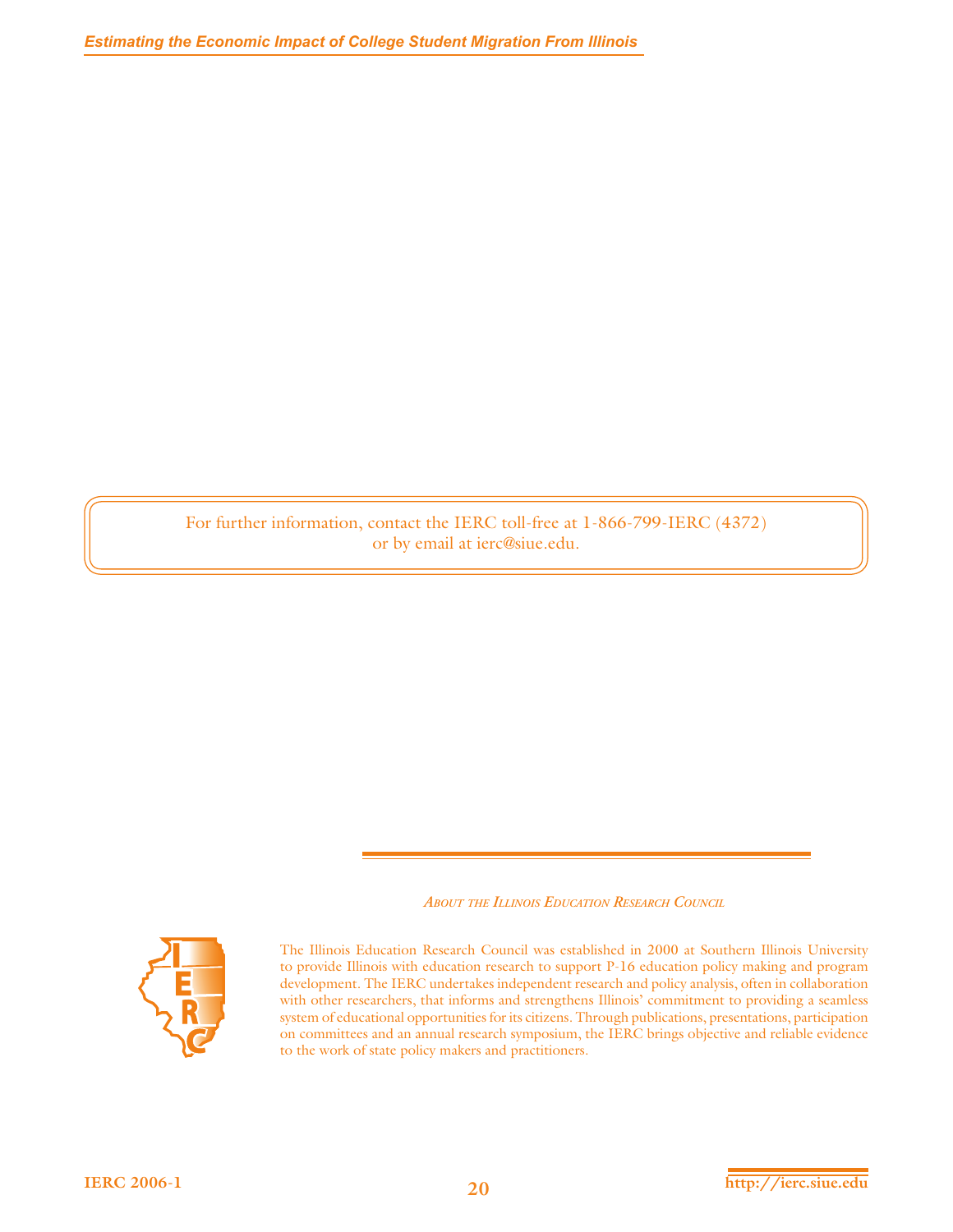For further information, contact the IERC toll-free at 1-866-799-IERC (4372) or by email at ierc@siue.edu.

*About the Illinois Education Research Council*

The Illinois Education Research Council was established in 2000 at Southern Illinois University to provide Illinois with education research to support P-16 education policy making and program development. The IERC undertakes independent research and policy analysis, often in collaboration with other researchers, that informs and strengthens Illinois' commitment to providing a seamless system of educational opportunities for its citizens. Through publications, presentations, participation on committees and an annual research symposium, the IERC brings objective and reliable evidence to the work of state policy makers and practitioners.